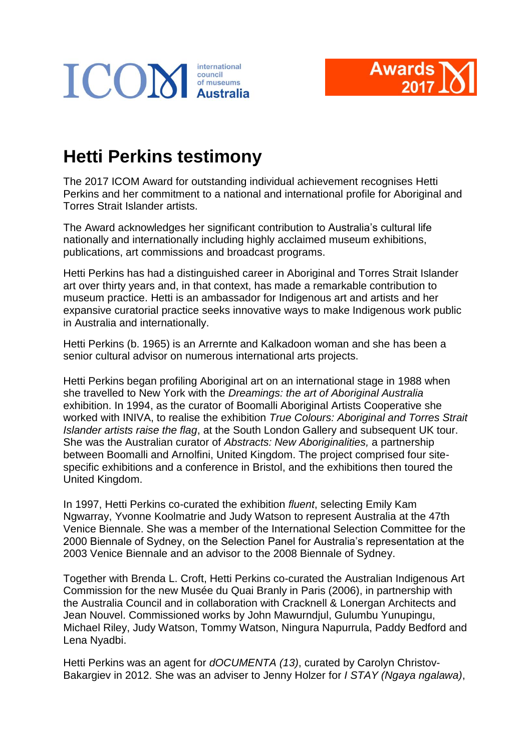# Hetti Perkins testimony

The 2017 ICOM Award for outstanding individual achievement recognises Hetti Perkins and her commitment to a national and international profile for Aboriginal and Torres Strait Islander artists.

The Award acknowledges her significant contribution to Australia's cultural life nationally and internationally including highly acclaimed museum exhibitions, publications, art commissions and broadcast programs.

Hetti Perkins has had a distinguished career in Aboriginal and Torres Strait Islander art over thirty years and, in that context, has made a remarkable contribution to museum practice. Hetti is an ambassador for Indigenous art and artists and her expansive curatorial practice seeks innovative ways to make Indigenous work public in Australia and internationally.

Hetti Perkins (b. 1965) is an Arrernte and Kalkadoon woman and she has been a senior cultural advisor on numerous international arts projects.

Hetti Perkins began profiling Aboriginal art on an international stage in 1988 when she travelled to New York with the *Dreamings: the art of Aboriginal Australia* exhibition. In 1994, as the curator of Boomalli Aboriginal Artists Cooperative she worked with INIVA, to realise the exhibition *True Colours: Aboriginal and Torres Strait Islander artists raise the flag*, at the South London Gallery and subsequent UK tour. She was the Australian curator of *Abstracts: New Aboriginalities,* a partnership between Boomalli and Arnolfini, United Kingdom. The project comprised four site-specific exhibitions and a conference in Bristol, and the exhibitions then toured the United Kingdom.

In 1997, Hetti Perkins co-curated the exhibition *fluent*, selecting Emily Kam Ngwarray, Yvonne Koolmatrie and Judy Watson to represent Australia at the 47th Venice Biennale. She was a member of the International Selection Committee for the 2000 Biennale of Sydney, on the Selection Panel for Australia's representation at the 2003 Venice Biennale and an advisor to the 2008 Biennale of Sydney.

Together with Brenda L. Croft, Hetti Perkins co-curated the Australian Indigenous Art Commission for the new Musée du Quai Branly in Paris (2006), in partnership with the Australia Council and in collaboration with Cracknell & Lonergan Architects and Jean Nouvel. Commissioned works by John Mawurndjul, Gulumbu Yunupingu, Michael Riley, Judy Watson, Tommy Watson, Ningura Napurrula, Paddy Bedford and Lena Nyadbi.

Hetti Perkins was an agent for *dOCUMENTA (13)*, curated by Carolyn Christov-Bakargiev in 2012. She was an adviser to Jenny Holzer for *I STAY (Ngaya ngalawa)*,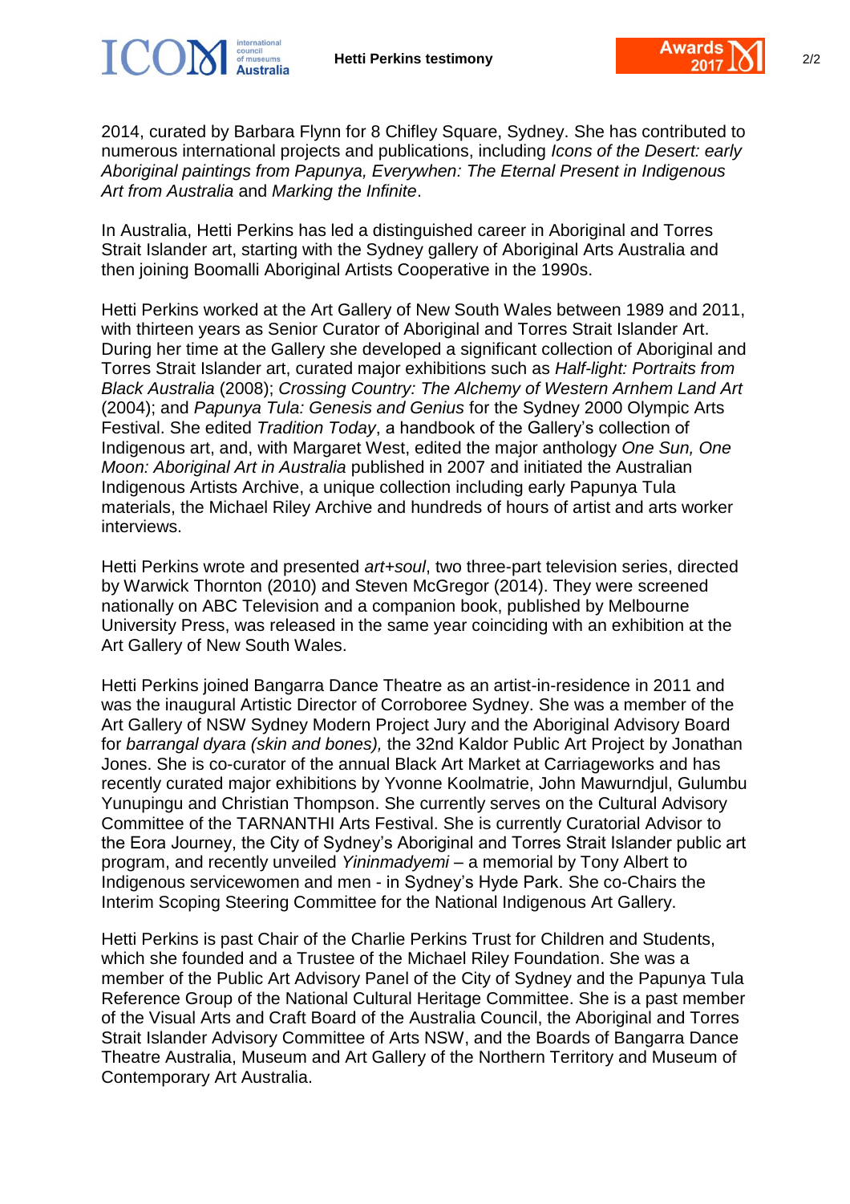2014, curated by Barbara Flynn for 8 Chifley Square, Sydney. She has contributed to numerous international projects and publications, including *Icons of the Desert: early Aboriginal paintings from Papunya, Everywhen: The Eternal Present in Indigenous Art from Australia* and *Marking the Infinite*.

In Australia, Hetti Perkins has led a distinguished career in Aboriginal and Torres Strait Islander art, starting with the Sydney gallery of Aboriginal Arts Australia and then joining Boomalli Aboriginal Artists Cooperative in the 1990s.

Hetti Perkins worked at the Art Gallery of New South Wales between 1989 and 2011, with thirteen years as Senior Curator of Aboriginal and Torres Strait Islander Art. During her time at the Gallery she developed a significant collection of Aboriginal and Torres Strait Islander art, curated major exhibitions such as *Half-light: Portraits from Black Australia* (2008); *Crossing Country: The Alchemy of Western Arnhem Land Art* (2004); and *Papunya Tula: Genesis and Genius* for the Sydney 2000 Olympic Arts Festival. She edited *Tradition Today*, a handbook of the Gallery's collection of Indigenous art, and, with Margaret West, edited the major anthology *One Sun, One Moon: Aboriginal Art in Australia* published in 2007 and initiated the Australian Indigenous Artists Archive, a unique collection including early Papunya Tula materials, the Michael Riley Archive and hundreds of hours of artist and arts worker interviews.

Hetti Perkins wrote and presented *art+soul*, two three-part television series, directed by Warwick Thornton (2010) and Steven McGregor (2014). They were screened nationally on ABC Television and a companion book, published by Melbourne University Press, was released in the same year coinciding with an exhibition at the Art Gallery of New South Wales.

Hetti Perkins joined Bangarra Dance Theatre as an artist-in-residence in 2011 and was the inaugural Artistic Director of Corroboree Sydney. She was a member of the Art Gallery of NSW Sydney Modern Project Jury and the Aboriginal Advisory Board for *barrangal dyara (skin and bones),* the 32nd Kaldor Public Art Project by Jonathan Jones. She is co-curator of the annual Black Art Market at Carriageworks and has recently curated major exhibitions by Yvonne Koolmatrie, John Mawurndjul, Gulumbu Yunupingu and Christian Thompson. She currently serves on the Cultural Advisory Committee of the TARNANTHI Arts Festival. She is currently Curatorial Advisor to the Eora Journey, the City of Sydney's Aboriginal and Torres Strait Islander public art program, and recently unveiled *Yininmadyemi* – a memorial by Tony Albert to Indigenous servicewomen and men - in Sydney's Hyde Park. She co-Chairs the Interim Scoping Steering Committee for the National Indigenous Art Gallery.

Hetti Perkins is past Chair of the Charlie Perkins Trust for Children and Students, which she founded and a Trustee of the Michael Riley Foundation. She was a member of the Public Art Advisory Panel of the City of Sydney and the Papunya Tula Reference Group of the National Cultural Heritage Committee. She is a past member of the Visual Arts and Craft Board of the Australia Council, the Aboriginal and Torres Strait Islander Advisory Committee of Arts NSW, and the Boards of Bangarra Dance Theatre Australia, Museum and Art Gallery of the Northern Territory and Museum of Contemporary Art Australia.